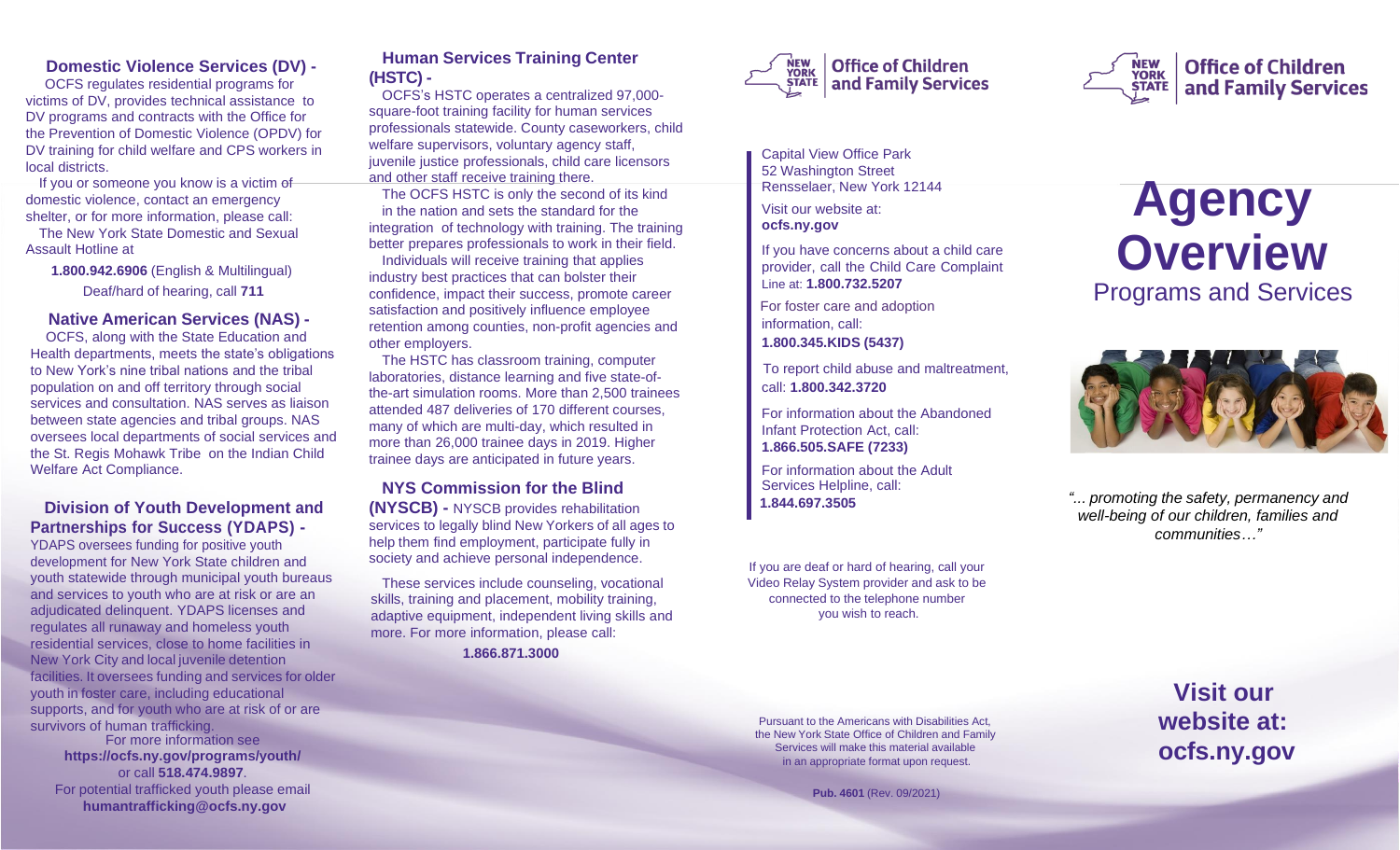## Domestic Violence Services (DV) -

OCFS regulates residential programs for victims of DV, provides technical assistance to DV programs and contracts with the Office for the Prevention of Domestic Violence (OPDV) for DV training for child welfare and CPS workers in local districts.

If you or someone you know is a victim of domestic violence, contact an emergency shelter, or for more information, please call: The New York State Domestic and Sexual Assault Hotline at

**1.800.942.6906** (English & Multilingual)

Deaf/hard of hearing, call **711**

## Native American Services (NAS) -

OCFS, along with the State Education and Health departments, meets the state's obligations to New York's nine tribal nations and the tribal population on and off territory through social services and consultation. NAS serves as liaison between state agencies and tribal groups. NAS oversees local departments of social services and the St. Regis Mohawk Tribe on the Indian Child Welfare Act Compliance.

## Division of Youth Development and Partnerships for Success (YDAPS) -

YDAPS oversees funding for positive youth development for New York State children and youth statewide through municipal youth bureaus and services to youth who are at risk or are an adjudicated delinquent. YDAPS licenses and regulates all runaway and homeless youth residential services, close to home facilities in New York City and local juvenile detention facilities. It oversees funding and services for older youth in foster care, including educational supports, and for youth who are at risk of or are survivors of human trafficking.

For more information see
**https://ocfs.ny.gov/programs/youth/**
or call **518.474.9897**.
For potential trafficked youth please email
**humantrafficking@ocfs.ny.gov**

## Human Services Training Center (HSTC) -

OCFS's HSTC operates a centralized 97,000-square-foot training facility for human services professionals statewide. County caseworkers, child welfare supervisors, voluntary agency staff, juvenile justice professionals, child care licensors and other staff receive training there.

The OCFS HSTC is only the second of its kind in the nation and sets the standard for the integration of technology with training. The training better prepares professionals to work in their field.

Individuals will receive training that applies industry best practices that can bolster their confidence, impact their success, promote career satisfaction and positively influence employee retention among counties, non-profit agencies and other employers.

The HSTC has classroom training, computer laboratories, distance learning and five state-of-the-art simulation rooms. More than 2,500 trainees attended 487 deliveries of 170 different courses, many of which are multi-day, which resulted in more than 26,000 trainee days in 2019. Higher trainee days are anticipated in future years.

## NYS Commission for the Blind (NYSCB) -

NYSCB provides rehabilitation services to legally blind New Yorkers of all ages to help them find employment, participate fully in society and achieve personal independence.

These services include counseling, vocational skills, training and placement, mobility training, adaptive equipment, independent living skills and more. For more information, please call:

**1.866.871.3000**

NEW YORK STATE | Office of Children and Family Services

Capital View Office Park
52 Washington Street
Rensselaer, New York 12144

Visit our website at:
**ocfs.ny.gov**

If you have concerns about a child care provider, call the Child Care Complaint Line at: **1.800.732.5207**

For foster care and adoption information, call:
**1.800.345.KIDS (5437)**

To report child abuse and maltreatment, call: **1.800.342.3720**

For information about the Abandoned Infant Protection Act, call:
**1.866.505.SAFE (7233)**

For information about the Adult Services Helpline, call:
**1.844.697.3505**

If you are deaf or hard of hearing, call your Video Relay System provider and ask to be connected to the telephone number you wish to reach.

Pursuant to the Americans with Disabilities Act, the New York State Office of Children and Family Services will make this material available in an appropriate format upon request.

**Pub. 4601** (Rev. 09/2021)

NEW YORK STATE | Office of Children and Family Services

# Agency Overview

## Programs and Services

*"... promoting the safety, permanency and well-being of our children, families and communities…"*

**Visit our website at: ocfs.ny.gov**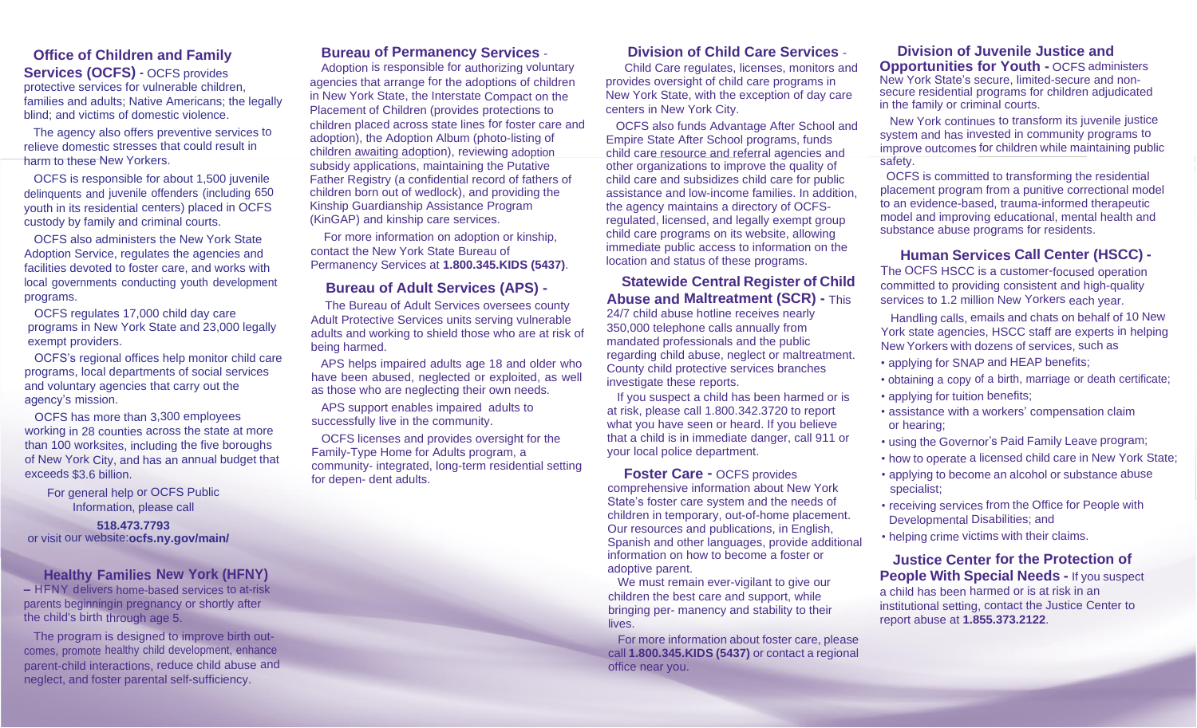## Office of Children and Family Services (OCFS) - 

OCFS provides protective services for vulnerable children, families and adults; Native Americans; the legally blind; and victims of domestic violence.

The agency also offers preventive services to relieve domestic stresses that could result in harm to these New Yorkers.

OCFS is responsible for about 1,500 juvenile delinquents and juvenile offenders (including 650 youth in its residential centers) placed in OCFS custody by family and criminal courts.

OCFS also administers the New York State Adoption Service, regulates the agencies and facilities devoted to foster care, and works with local governments conducting youth development programs.

OCFS regulates 17,000 child day care programs in New York State and 23,000 legally exempt providers.

OCFS's regional offices help monitor child care programs, local departments of social services and voluntary agencies that carry out the agency's mission.

OCFS has more than 3,300 employees working in 28 counties across the state at more than 100 worksites, including the five boroughs of New York City, and has an annual budget that exceeds $3.6 billion.

For general help or OCFS Public Information, please call

**518.473.7793**
or visit our website: **ocfs.ny.gov/main/**

## Healthy Families New York (HFNY)

– HFNY delivers home-based services to at-risk parents beginningin pregnancy or shortly after the child's birth through age 5.

The program is designed to improve birth outcomes, promote healthy child development, enhance parent-child interactions, reduce child abuse and neglect, and foster parental self-sufficiency.

## Bureau of Permanency Services -

Adoption is responsible for authorizing voluntary agencies that arrange for the adoptions of children in New York State, the Interstate Compact on the Placement of Children (provides protections to children placed across state lines for foster care and adoption), the Adoption Album (photo-listing of children awaiting adoption), reviewing adoption subsidy applications, maintaining the Putative Father Registry (a confidential record of fathers of children born out of wedlock), and providing the Kinship Guardianship Assistance Program (KinGAP) and kinship care services.

For more information on adoption or kinship, contact the New York State Bureau of Permanency Services at **1.800.345.KIDS (5437)**.

## Bureau of Adult Services (APS) -

The Bureau of Adult Services oversees county Adult Protective Services units serving vulnerable adults and working to shield those who are at risk of being harmed.

APS helps impaired adults age 18 and older who have been abused, neglected or exploited, as well as those who are neglecting their own needs.

APS support enables impaired adults to successfully live in the community.

OCFS licenses and provides oversight for the Family-Type Home for Adults program, a community- integrated, long-term residential setting for depen- dent adults.

## Division of Child Care Services -

Child Care regulates, licenses, monitors and provides oversight of child care programs in New York State, with the exception of day care centers in New York City.

OCFS also funds Advantage After School and Empire State After School programs, funds child care resource and referral agencies and other organizations to improve the quality of child care and subsidizes child care for public assistance and low-income families. In addition, the agency maintains a directory of OCFS-regulated, licensed, and legally exempt group child care programs on its website, allowing immediate public access to information on the location and status of these programs.

## Statewide Central Register of Child Abuse and Maltreatment (SCR) -

This 24/7 child abuse hotline receives nearly 350,000 telephone calls annually from mandated professionals and the public regarding child abuse, neglect or maltreatment. County child protective services branches investigate these reports.

If you suspect a child has been harmed or is at risk, please call 1.800.342.3720 to report what you have seen or heard. If you believe that a child is in immediate danger, call 911 or your local police department.

## Foster Care -

OCFS provides comprehensive information about New York State's foster care system and the needs of children in temporary, out-of-home placement. Our resources and publications, in English, Spanish and other languages, provide additional information on how to become a foster or adoptive parent.

We must remain ever-vigilant to give our children the best care and support, while bringing per- manency and stability to their lives.

For more information about foster care, please call **1.800.345.KIDS (5437)** or contact a regional office near you.

## Division of Juvenile Justice and Opportunities for Youth -

OCFS administers New York State's secure, limited-secure and non-secure residential programs for children adjudicated in the family or criminal courts.

New York continues to transform its juvenile justice system and has invested in community programs to improve outcomes for children while maintaining public safety.

OCFS is committed to transforming the residential placement program from a punitive correctional model to an evidence-based, trauma-informed therapeutic model and improving educational, mental health and substance abuse programs for residents.

## Human Services Call Center (HSCC) -

The OCFS HSCC is a customer-focused operation committed to providing consistent and high-quality services to 1.2 million New Yorkers each year.

Handling calls, emails and chats on behalf of 10 New York state agencies, HSCC staff are experts in helping New Yorkers with dozens of services, such as

- applying for SNAP and HEAP benefits;
- obtaining a copy of a birth, marriage or death certificate;
- applying for tuition benefits;
- assistance with a workers' compensation claim or hearing;
- using the Governor's Paid Family Leave program;
- how to operate a licensed child care in New York State;
- applying to become an alcohol or substance abuse specialist;
- receiving services from the Office for People with Developmental Disabilities; and
- helping crime victims with their claims.

## Justice Center for the Protection of People With Special Needs -

If you suspect a child has been harmed or is at risk in an institutional setting, contact the Justice Center to report abuse at **1.855.373.2122**.